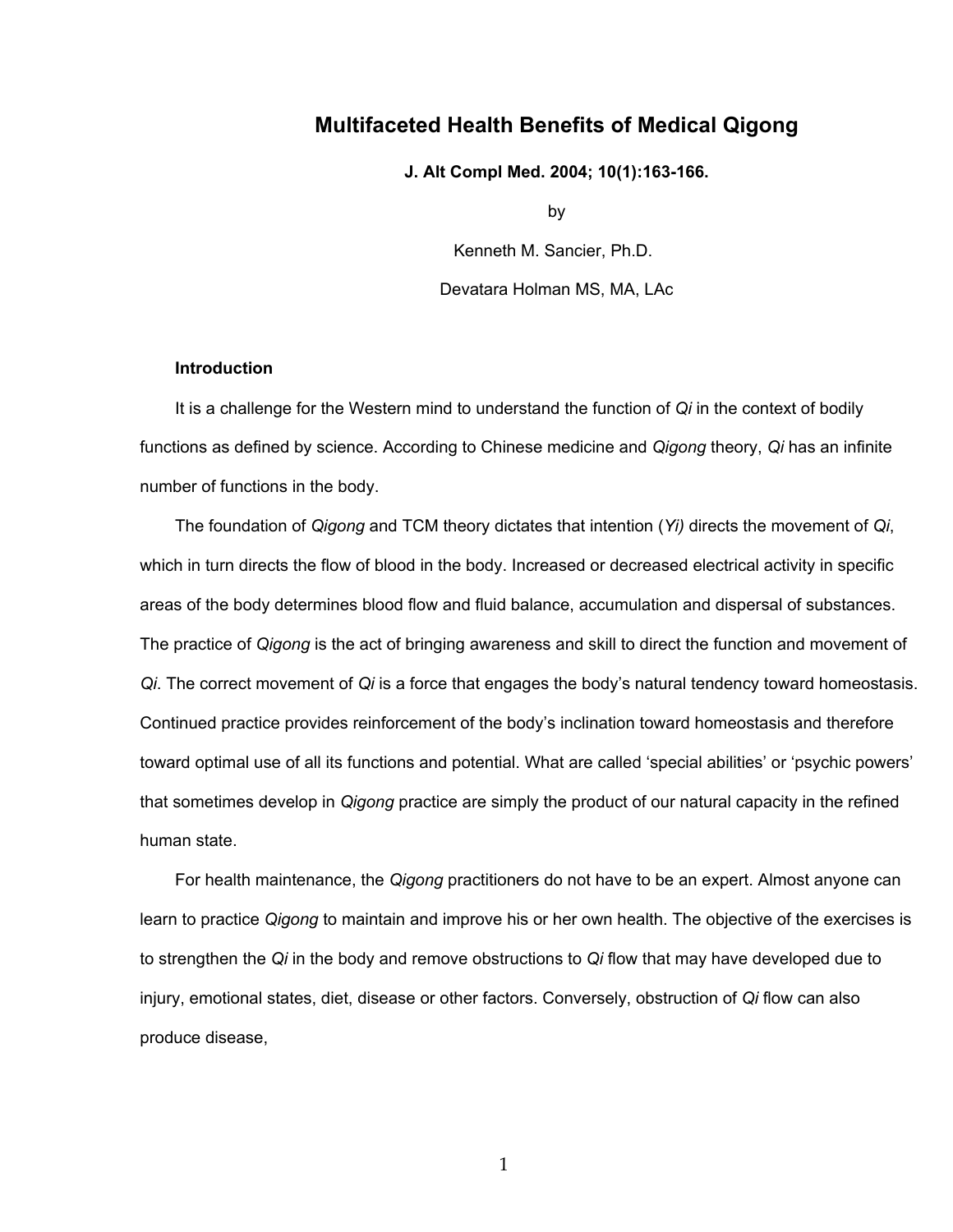# Multifaceted Health Benefits of Medical Qigong

**J. Alt Compl Med. 2004; 10(1):163-166.**

by

Kenneth M. Sancier, Ph.D.

Devatara Holman MS, MA, LAc

## Introduction

It is a challenge for the Western mind to understand the function of *Qi* in the context of bodily functions as defined by science. According to Chinese medicine and *Qigong* theory, *Qi* has an infinite number of functions in the body.

The foundation of *Qigong* and TCM theory dictates that intention (*Yi)* directs the movement of *Qi*, which in turn directs the flow of blood in the body. Increased or decreased electrical activity in specific areas of the body determines blood flow and fluid balance, accumulation and dispersal of substances. The practice of *Qigong* is the act of bringing awareness and skill to direct the function and movement of *Qi*. The correct movement of *Qi* is a force that engages the body's natural tendency toward homeostasis. Continued practice provides reinforcement of the body's inclination toward homeostasis and therefore toward optimal use of all its functions and potential. What are called 'special abilities' or 'psychic powers' that sometimes develop in *Qigong* practice are simply the product of our natural capacity in the refined human state.

For health maintenance, the *Qigong* practitioners do not have to be an expert. Almost anyone can learn to practice *Qigong* to maintain and improve his or her own health. The objective of the exercises is to strengthen the *Qi* in the body and remove obstructions to *Qi* flow that may have developed due to injury, emotional states, diet, disease or other factors. Conversely, obstruction of *Qi* flow can also produce disease,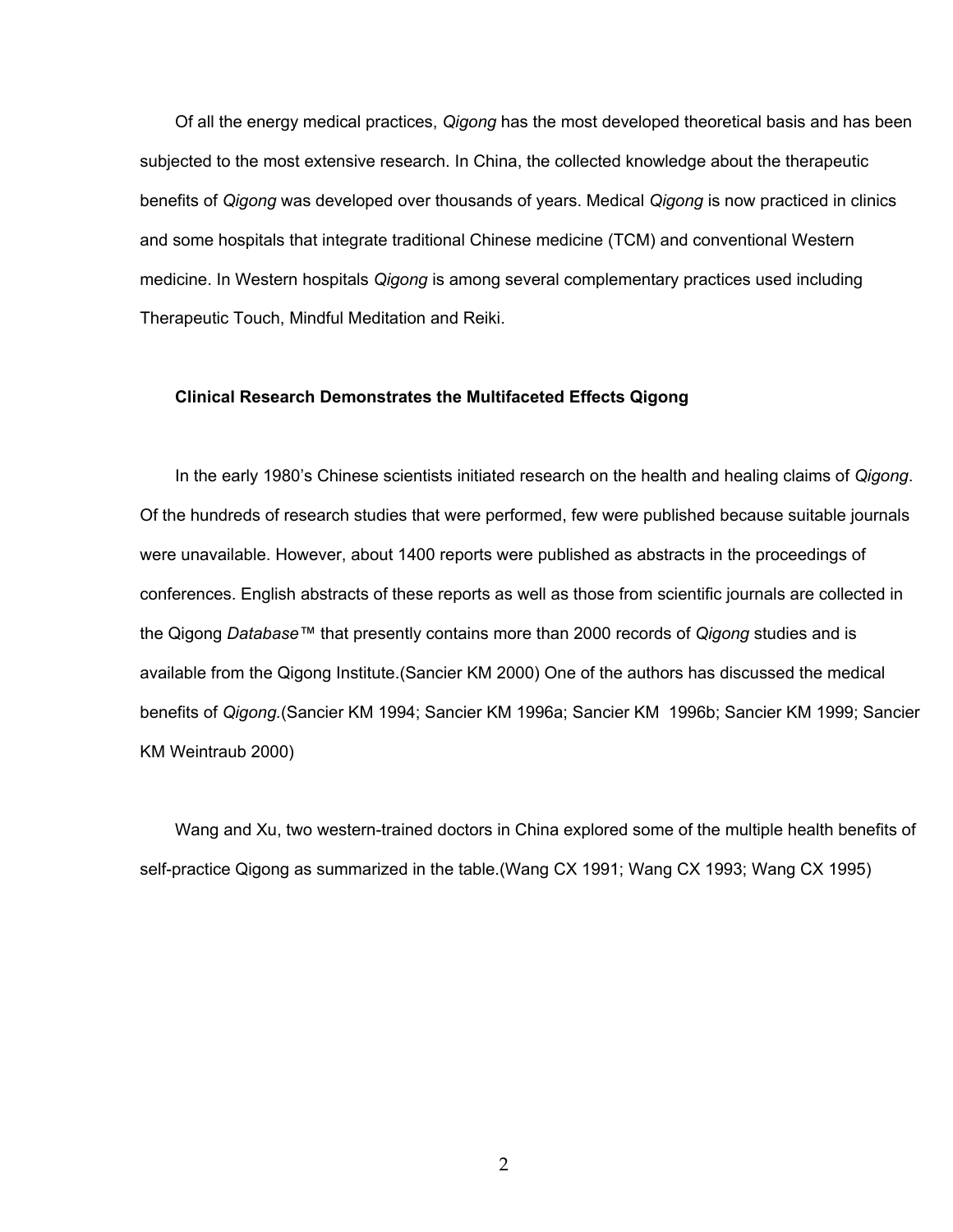Of all the energy medical practices, *Qigong* has the most developed theoretical basis and has been subjected to the most extensive research. In China, the collected knowledge about the therapeutic benefits of *Qigong* was developed over thousands of years. Medical *Qigong* is now practiced in clinics and some hospitals that integrate traditional Chinese medicine (TCM) and conventional Western medicine. In Western hospitals *Qigong* is among several complementary practices used including Therapeutic Touch, Mindful Meditation and Reiki.

**Clinical Research Demonstrates the Multifaceted Effects Qigong**

In the early 1980's Chinese scientists initiated research on the health and healing claims of *Qigong*. Of the hundreds of research studies that were performed, few were published because suitable journals were unavailable. However, about 1400 reports were published as abstracts in the proceedings of conferences. English abstracts of these reports as well as those from scientific journals are collected in the Qigong *Database™* that presently contains more than 2000 records of *Qigong* studies and is available from the Qigong Institute.(Sancier KM 2000) One of the authors has discussed the medical benefits of *Qigong.*(Sancier KM 1994; Sancier KM 1996a; Sancier KM 1996b; Sancier KM 1999; Sancier KM Weintraub 2000)

Wang and Xu, two western-trained doctors in China explored some of the multiple health benefits of self-practice Qigong as summarized in the table.(Wang CX 1991; Wang CX 1993; Wang CX 1995)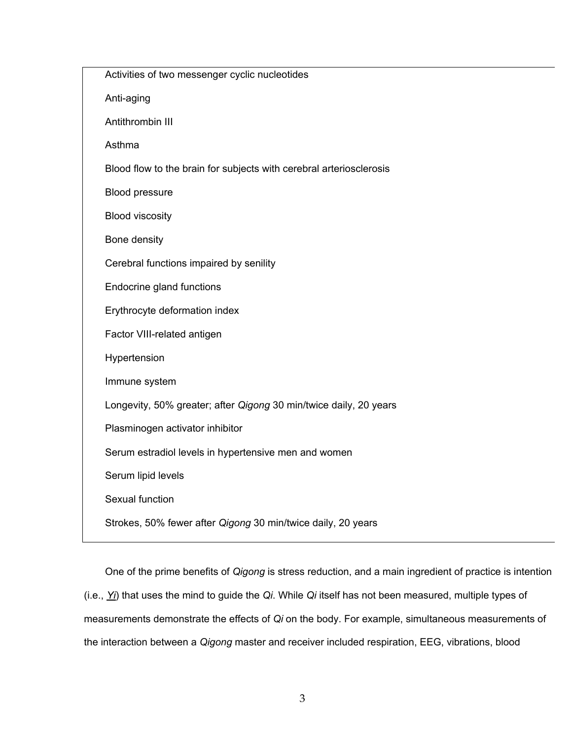Activities of two messenger cyclic nucleotides

Anti-aging

Antithrombin III

Asthma

Blood flow to the brain for subjects with cerebral arteriosclerosis

Blood pressure

Blood viscosity

Bone density

Cerebral functions impaired by senility

Endocrine gland functions

Erythrocyte deformation index

Factor VIII-related antigen

Hypertension

Immune system

Longevity, 50% greater; after *Qigong* 30 min/twice daily, 20 years

Plasminogen activator inhibitor

Serum estradiol levels in hypertensive men and women

Serum lipid levels

Sexual function

Strokes, 50% fewer after *Qigong* 30 min/twice daily, 20 years

One of the prime benefits of *Qigong* is stress reduction, and a main ingredient of practice is intention (i.e., *Yi*) that uses the mind to guide the *Qi*. While *Qi* itself has not been measured, multiple types of measurements demonstrate the effects of *Qi* on the body. For example, simultaneous measurements of the interaction between a *Qigong* master and receiver included respiration, EEG, vibrations, blood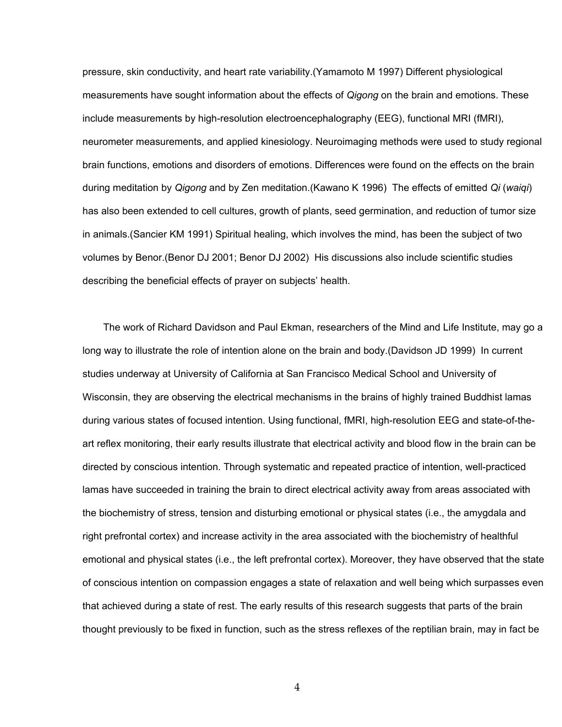pressure, skin conductivity, and heart rate variability.(Yamamoto M 1997) Different physiological measurements have sought information about the effects of *Qigong* on the brain and emotions. These include measurements by high-resolution electroencephalography (EEG), functional MRI (fMRI), neurometer measurements, and applied kinesiology. Neuroimaging methods were used to study regional brain functions, emotions and disorders of emotions. Differences were found on the effects on the brain during meditation by *Qigong* and by Zen meditation.(Kawano K 1996) The effects of emitted *Qi* (*waiqi*) has also been extended to cell cultures, growth of plants, seed germination, and reduction of tumor size in animals.(Sancier KM 1991) Spiritual healing, which involves the mind, has been the subject of two volumes by Benor.(Benor DJ 2001; Benor DJ 2002) His discussions also include scientific studies describing the beneficial effects of prayer on subjects' health.

The work of Richard Davidson and Paul Ekman, researchers of the Mind and Life Institute, may go a long way to illustrate the role of intention alone on the brain and body.(Davidson JD 1999) In current studies underway at University of California at San Francisco Medical School and University of Wisconsin, they are observing the electrical mechanisms in the brains of highly trained Buddhist lamas during various states of focused intention. Using functional, fMRI, high-resolution EEG and state-of-the-art reflex monitoring, their early results illustrate that electrical activity and blood flow in the brain can be directed by conscious intention. Through systematic and repeated practice of intention, well-practiced lamas have succeeded in training the brain to direct electrical activity away from areas associated with the biochemistry of stress, tension and disturbing emotional or physical states (i.e., the amygdala and right prefrontal cortex) and increase activity in the area associated with the biochemistry of healthful emotional and physical states (i.e., the left prefrontal cortex). Moreover, they have observed that the state of conscious intention on compassion engages a state of relaxation and well being which surpasses even that achieved during a state of rest. The early results of this research suggests that parts of the brain thought previously to be fixed in function, such as the stress reflexes of the reptilian brain, may in fact be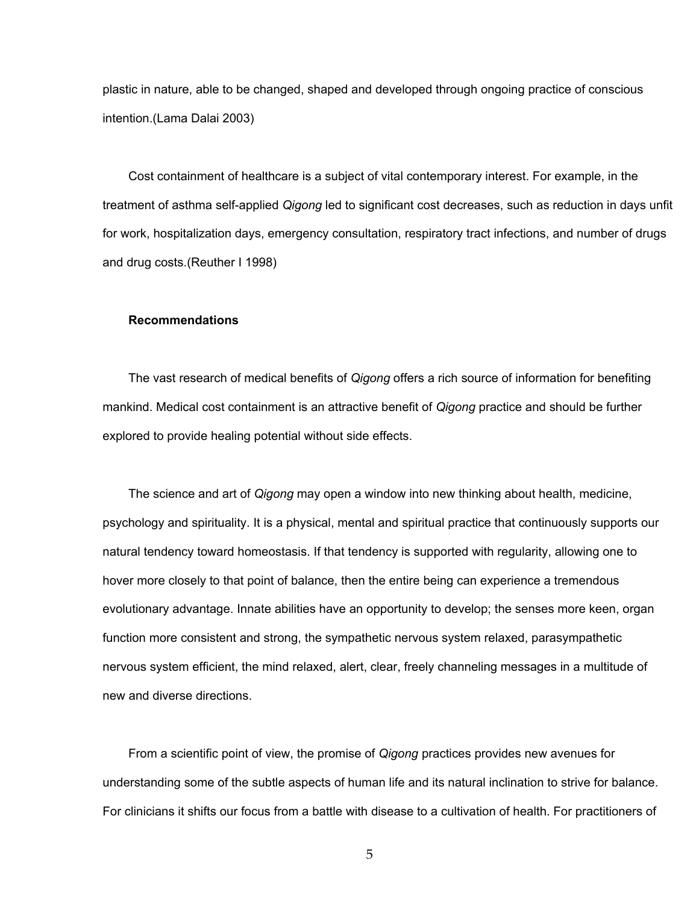plastic in nature, able to be changed, shaped and developed through ongoing practice of conscious intention.(Lama Dalai 2003)

Cost containment of healthcare is a subject of vital contemporary interest. For example, in the treatment of asthma self-applied *Qigong* led to significant cost decreases, such as reduction in days unfit for work, hospitalization days, emergency consultation, respiratory tract infections, and number of drugs and drug costs.(Reuther I 1998)

**Recommendations**

The vast research of medical benefits of *Qigong* offers a rich source of information for benefiting mankind. Medical cost containment is an attractive benefit of *Qigong* practice and should be further explored to provide healing potential without side effects.

The science and art of *Qigong* may open a window into new thinking about health, medicine, psychology and spirituality. It is a physical, mental and spiritual practice that continuously supports our natural tendency toward homeostasis. If that tendency is supported with regularity, allowing one to hover more closely to that point of balance, then the entire being can experience a tremendous evolutionary advantage. Innate abilities have an opportunity to develop; the senses more keen, organ function more consistent and strong, the sympathetic nervous system relaxed, parasympathetic nervous system efficient, the mind relaxed, alert, clear, freely channeling messages in a multitude of new and diverse directions.

From a scientific point of view, the promise of *Qigong* practices provides new avenues for understanding some of the subtle aspects of human life and its natural inclination to strive for balance. For clinicians it shifts our focus from a battle with disease to a cultivation of health. For practitioners of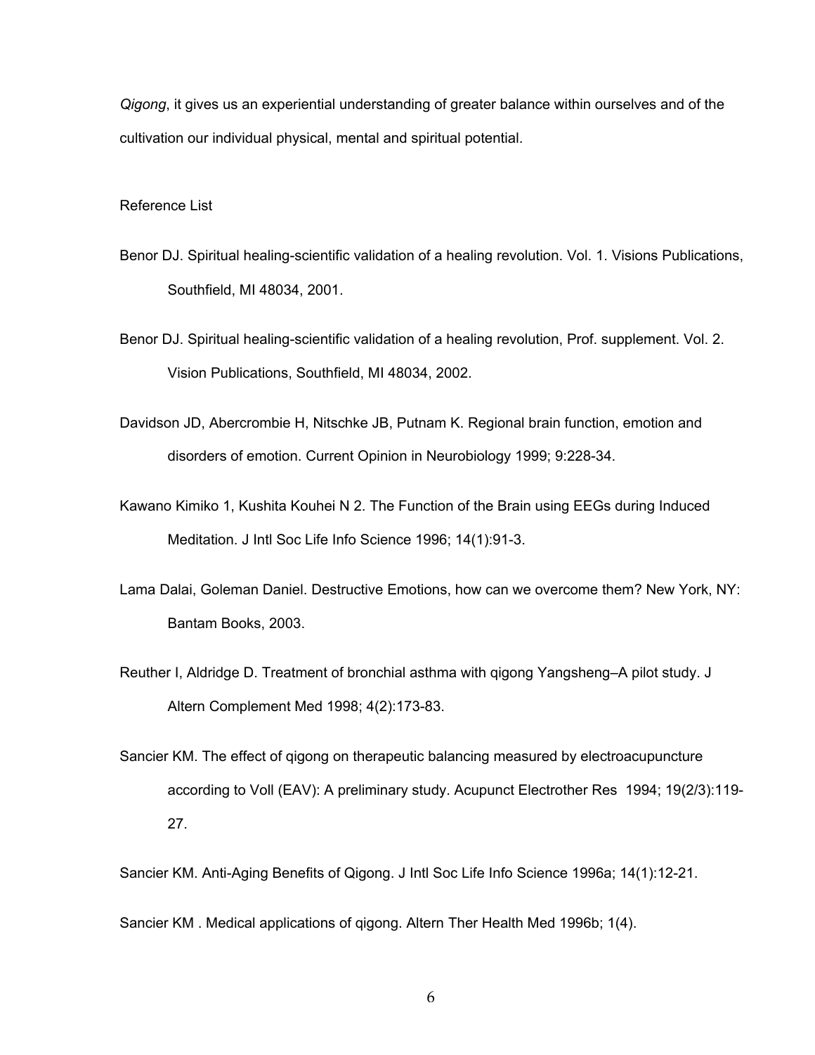*Qigong*, it gives us an experiential understanding of greater balance within ourselves and of the cultivation our individual physical, mental and spiritual potential.

Reference List

Benor DJ. Spiritual healing-scientific validation of a healing revolution. Vol. 1. Visions Publications, Southfield, MI 48034, 2001.

Benor DJ. Spiritual healing-scientific validation of a healing revolution, Prof. supplement. Vol. 2. Vision Publications, Southfield, MI 48034, 2002.

Davidson JD, Abercrombie H, Nitschke JB, Putnam K. Regional brain function, emotion and disorders of emotion. Current Opinion in Neurobiology 1999; 9:228-34.

Kawano Kimiko 1, Kushita Kouhei N 2. The Function of the Brain using EEGs during Induced Meditation. J Intl Soc Life Info Science 1996; 14(1):91-3.

Lama Dalai, Goleman Daniel. Destructive Emotions, how can we overcome them? New York, NY: Bantam Books, 2003.

Reuther I, Aldridge D. Treatment of bronchial asthma with qigong Yangsheng–A pilot study. J Altern Complement Med 1998; 4(2):173-83.

Sancier KM. The effect of qigong on therapeutic balancing measured by electroacupuncture according to Voll (EAV): A preliminary study. Acupunct Electrother Res 1994; 19(2/3):119-27.

Sancier KM. Anti-Aging Benefits of Qigong. J Intl Soc Life Info Science 1996a; 14(1):12-21.

Sancier KM . Medical applications of qigong. Altern Ther Health Med 1996b; 1(4).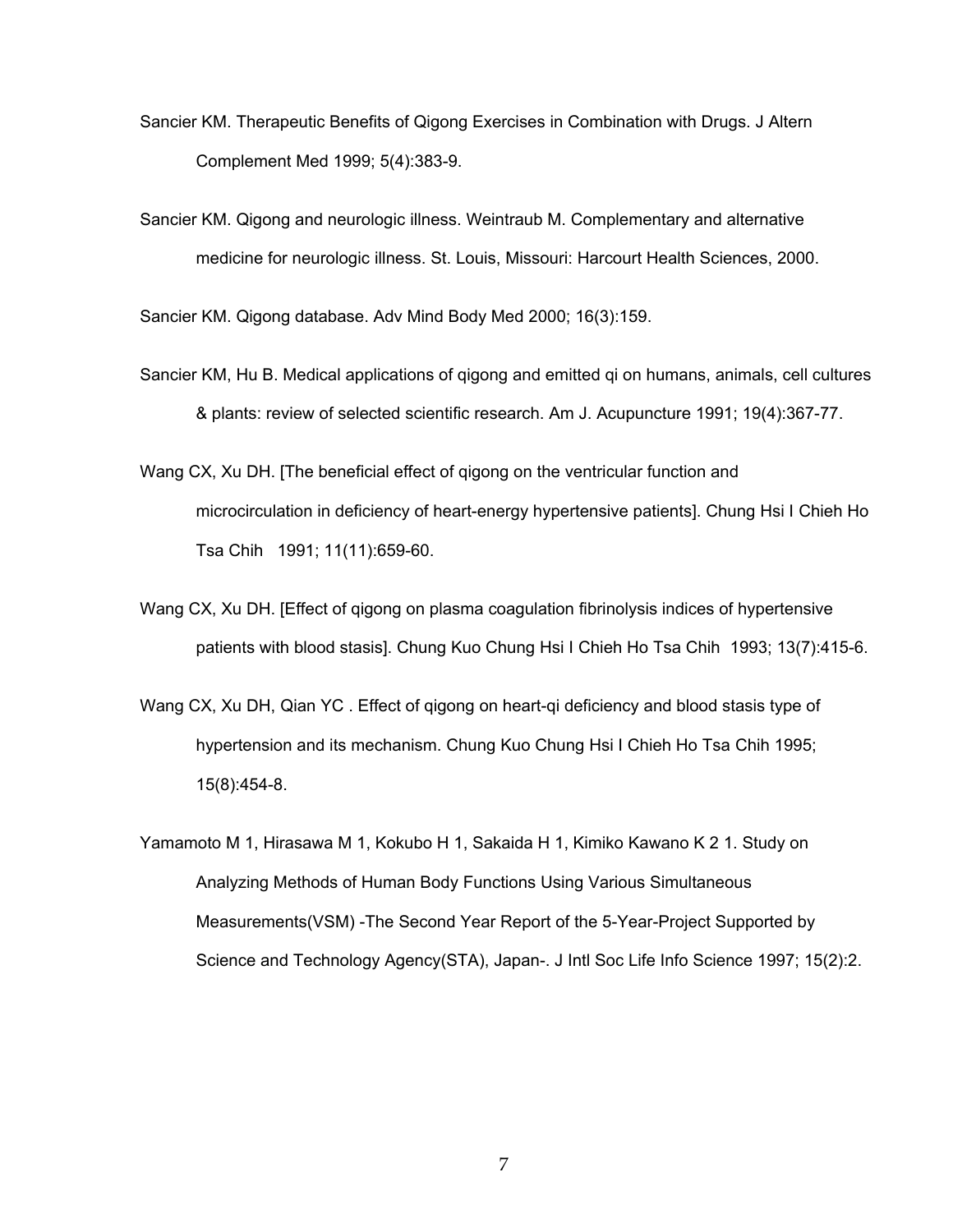Sancier KM. Therapeutic Benefits of Qigong Exercises in Combination with Drugs. J Altern Complement Med 1999; 5(4):383-9.

Sancier KM. Qigong and neurologic illness. Weintraub M. Complementary and alternative medicine for neurologic illness. St. Louis, Missouri: Harcourt Health Sciences, 2000.

Sancier KM. Qigong database. Adv Mind Body Med 2000; 16(3):159.

Sancier KM, Hu B. Medical applications of qigong and emitted qi on humans, animals, cell cultures & plants: review of selected scientific research. Am J. Acupuncture 1991; 19(4):367-77.

Wang CX, Xu DH. [The beneficial effect of qigong on the ventricular function and microcirculation in deficiency of heart-energy hypertensive patients]. Chung Hsi I Chieh Ho Tsa Chih 1991; 11(11):659-60.

Wang CX, Xu DH. [Effect of qigong on plasma coagulation fibrinolysis indices of hypertensive patients with blood stasis]. Chung Kuo Chung Hsi I Chieh Ho Tsa Chih 1993; 13(7):415-6.

Wang CX, Xu DH, Qian YC . Effect of qigong on heart-qi deficiency and blood stasis type of hypertension and its mechanism. Chung Kuo Chung Hsi I Chieh Ho Tsa Chih 1995; 15(8):454-8.

Yamamoto M 1, Hirasawa M 1, Kokubo H 1, Sakaida H 1, Kimiko Kawano K 2 1. Study on Analyzing Methods of Human Body Functions Using Various Simultaneous Measurements(VSM) -The Second Year Report of the 5-Year-Project Supported by Science and Technology Agency(STA), Japan-. J Intl Soc Life Info Science 1997; 15(2):2.